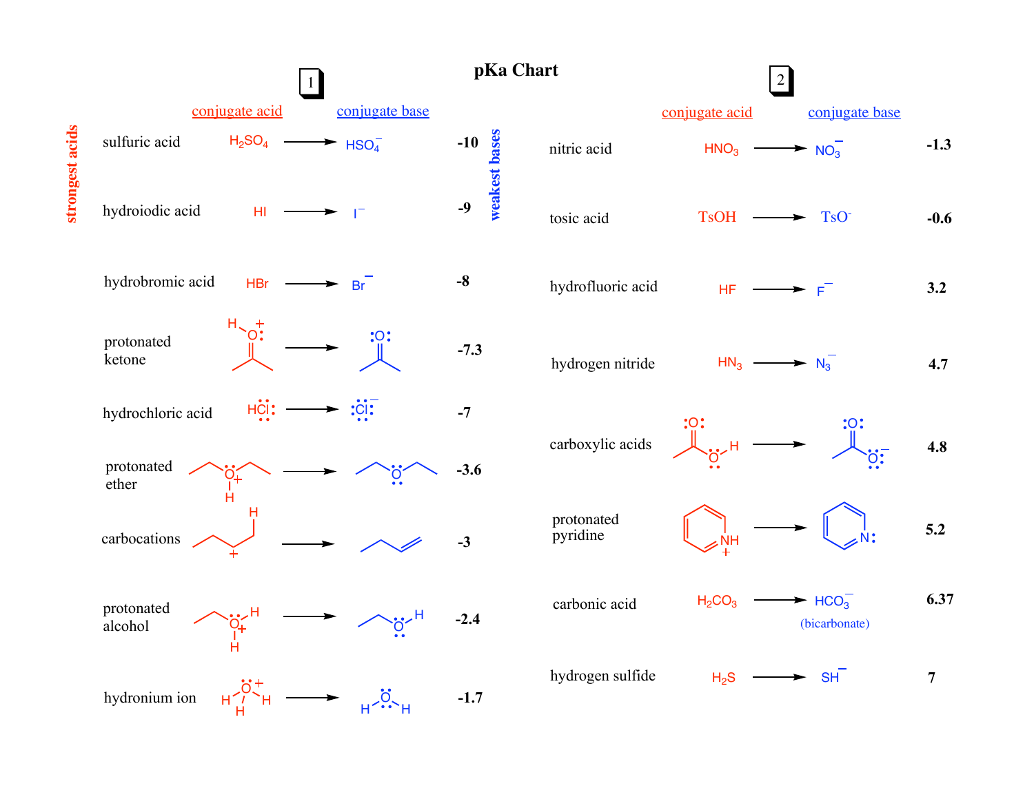# pKa Chart

## 1

*strongest acids* → *weakest bases*

| | conjugate acid | conjugate base | pKa |
|---|---|---|---|
| sulfuric acid | $H_2SO_4$ | $HSO_4^-$ | -10 |
| hydroiodic acid | HI | $I^-$ | -9 |
| hydrobromic acid | HBr | $Br^-$ | -8 |
| protonated ketone | $(CH_3)_2C{=}OH^+$ | $(CH_3)_2C{=}O$ | -7.3 |
| hydrochloric acid | HCl | $Cl^-$ | -7 |
| protonated ether | $(CH_3CH_2)_2OH^+$ | $(CH_3CH_2)_2O$ | -3.6 |
| carbocations | $CH_3CH_2CH^+CH_3$ | $CH_3CH_2CH{=}CH_2$ | -3 |
| protonated alcohol | $CH_3CH_2OH_2^+$ | $CH_3CH_2OH$ | -2.4 |
| hydronium ion | $H_3O^+$ | $H_2O$ | -1.7 |

## 2

| | conjugate acid | conjugate base | pKa |
|---|---|---|---|
| nitric acid | $HNO_3$ | $NO_3^-$ | -1.3 |
| tosic acid | TsOH | $TsO^-$ | -0.6 |
| hydrofluoric acid | HF | $F^-$ | 3.2 |
| hydrogen nitride | $HN_3$ | $N_3^-$ | 4.7 |
| carboxylic acids | $CH_3COOH$ | $CH_3COO^-$ | 4.8 |
| protonated pyridine | $C_5H_5NH^+$ | $C_5H_5N$ | 5.2 |
| carbonic acid | $H_2CO_3$ | $HCO_3^-$ (bicarbonate) | 6.37 |
| hydrogen sulfide | $H_2S$ | $SH^-$ | 7 |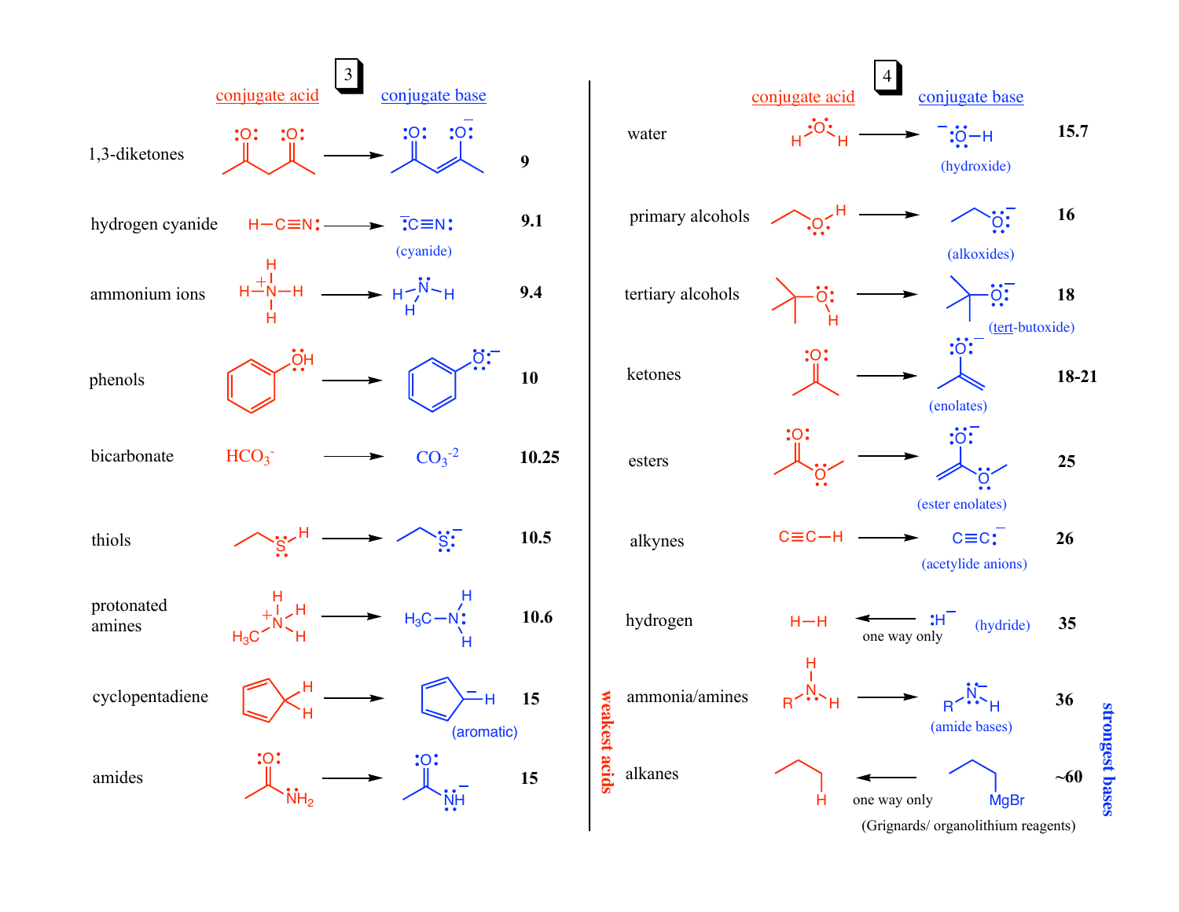| 3 | conjugate acid | conjugate base | |
|---|---|---|---|
| 1,3-diketones | | | 9 |
| hydrogen cyanide | $H-C\equiv N$ | $^{-}C\equiv N$ (cyanide) | 9.1 |
| ammonium ions | $NH_4^+$ | $NH_3$ | 9.4 |
| phenols | | | 10 |
| bicarbonate | $HCO_3^-$ | $CO_3^{-2}$ | 10.25 |
| thiols | | | 10.5 |
| protonated amines | $H_3C-NH_3^+$ | $H_3C-NH_2$ | 10.6 |
| cyclopentadiene | | (aromatic) | 15 |
| amides | | | 15 |

| 4 | conjugate acid | conjugate base | |
|---|---|---|---|
| water | $H_2O$ | $^{-}O-H$ (hydroxide) | 15.7 |
| primary alcohols | | (alkoxides) | 16 |
| tertiary alcohols | | (tert-butoxide) | 18 |
| ketones | | (enolates) | 18-21 |
| esters | | (ester enolates) | 25 |
| alkynes | $C\equiv C-H$ | $C\equiv C^{-}$ (acetylide anions) | 26 |
| hydrogen | $H-H$ | $H^-$ (hydride) — one way only | 35 |
| ammonia/amines | $R-NH_2$ | $R-NH^-$ (amide bases) | 36 |
| alkanes | | MgBr — one way only (Grignards/ organolithium reagents) | ~60 |

weakest acids

strongest bases